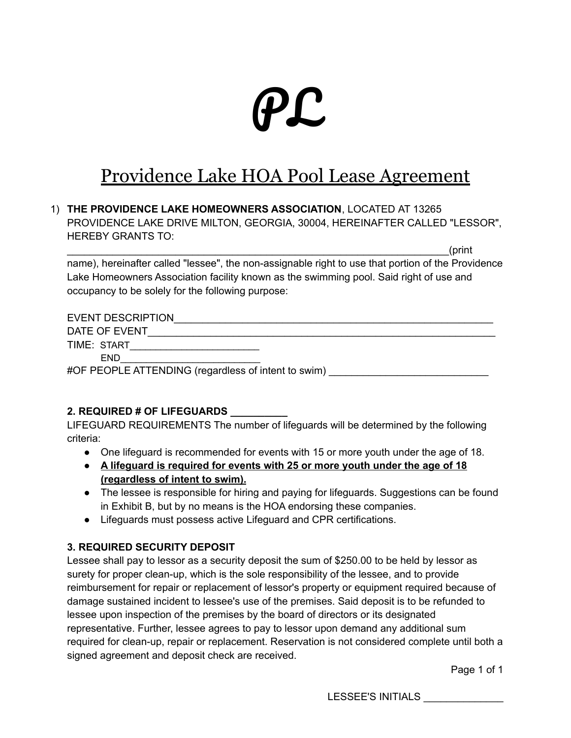# PL

## Providence Lake HOA Pool Lease Agreement

1) **THE PROVIDENCE LAKE HOMEOWNERS ASSOCIATION**, LOCATED AT 13265 PROVIDENCE LAKE DRIVE MILTON, GEORGIA, 30004, HEREINAFTER CALLED "LESSOR", HEREBY GRANTS TO: ______________________________________________________________________(print name), hereinafter called "lessee", the non-assignable right to use that portion of the Providence Lake Homeowners Association facility known as the swimming pool. Said right of use and occupancy to be solely for the following purpose:

EVENT DESCRIPTION___________________________________________________________

DATE OF EVENT______________________________________________________________

TIME: START________________________

END__________________________

#OF PEOPLE ATTENDING (regardless of intent to swim) ____________________________

**2. REQUIRED # OF LIFEGUARDS __________**

LIFEGUARD REQUIREMENTS The number of lifeguards will be determined by the following criteria:

- One lifeguard is recommended for events with 15 or more youth under the age of 18.
- **A lifeguard is required for events with 25 or more youth under the age of 18 (regardless of intent to swim).**
- The lessee is responsible for hiring and paying for lifeguards. Suggestions can be found in Exhibit B, but by no means is the HOA endorsing these companies.
- Lifeguards must possess active Lifeguard and CPR certifications.

**3. REQUIRED SECURITY DEPOSIT**

Lessee shall pay to lessor as a security deposit the sum of $250.00 to be held by lessor as surety for proper clean-up, which is the sole responsibility of the lessee, and to provide reimbursement for repair or replacement of lessor's property or equipment required because of damage sustained incident to lessee's use of the premises. Said deposit is to be refunded to lessee upon inspection of the premises by the board of directors or its designated representative. Further, lessee agrees to pay to lessor upon demand any additional sum required for clean-up, repair or replacement. Reservation is not considered complete until both a signed agreement and deposit check are received.

LESSEE'S INITIALS ______________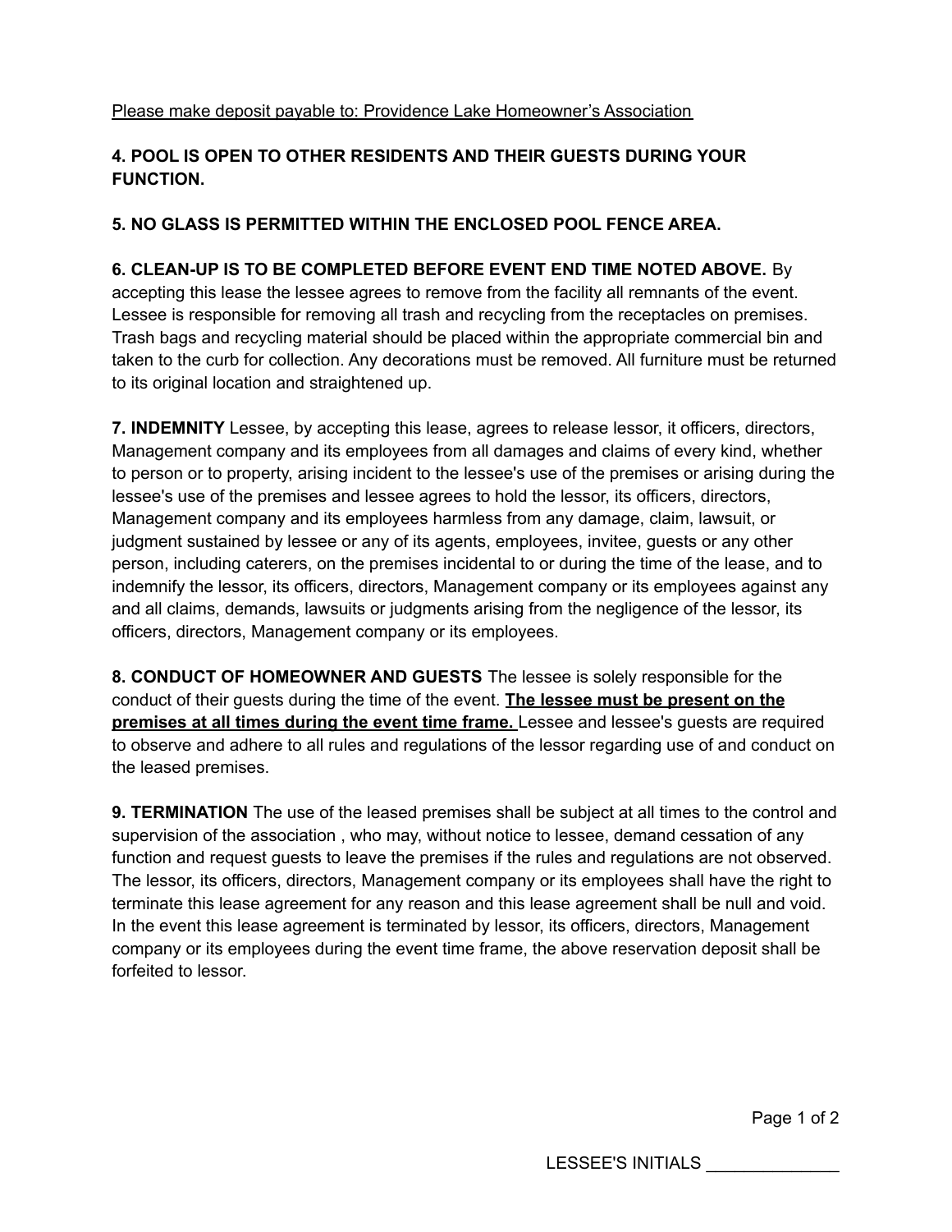<u>Please make deposit payable to: Providence Lake Homeowner's Association</u>

**4. POOL IS OPEN TO OTHER RESIDENTS AND THEIR GUESTS DURING YOUR FUNCTION.**

**5. NO GLASS IS PERMITTED WITHIN THE ENCLOSED POOL FENCE AREA.**

**6. CLEAN-UP IS TO BE COMPLETED BEFORE EVENT END TIME NOTED ABOVE.** By accepting this lease the lessee agrees to remove from the facility all remnants of the event. Lessee is responsible for removing all trash and recycling from the receptacles on premises. Trash bags and recycling material should be placed within the appropriate commercial bin and taken to the curb for collection. Any decorations must be removed. All furniture must be returned to its original location and straightened up.

**7. INDEMNITY** Lessee, by accepting this lease, agrees to release lessor, it officers, directors, Management company and its employees from all damages and claims of every kind, whether to person or to property, arising incident to the lessee's use of the premises or arising during the lessee's use of the premises and lessee agrees to hold the lessor, its officers, directors, Management company and its employees harmless from any damage, claim, lawsuit, or judgment sustained by lessee or any of its agents, employees, invitee, guests or any other person, including caterers, on the premises incidental to or during the time of the lease, and to indemnify the lessor, its officers, directors, Management company or its employees against any and all claims, demands, lawsuits or judgments arising from the negligence of the lessor, its officers, directors, Management company or its employees.

**8. CONDUCT OF HOMEOWNER AND GUESTS** The lessee is solely responsible for the conduct of their guests during the time of the event. **<u>The lessee must be present on the premises at all times during the event time frame.</u>** Lessee and lessee's guests are required to observe and adhere to all rules and regulations of the lessor regarding use of and conduct on the leased premises.

**9. TERMINATION** The use of the leased premises shall be subject at all times to the control and supervision of the association , who may, without notice to lessee, demand cessation of any function and request guests to leave the premises if the rules and regulations are not observed. The lessor, its officers, directors, Management company or its employees shall have the right to terminate this lease agreement for any reason and this lease agreement shall be null and void. In the event this lease agreement is terminated by lessor, its officers, directors, Management company or its employees during the event time frame, the above reservation deposit shall be forfeited to lessor.

LESSEE'S INITIALS ______________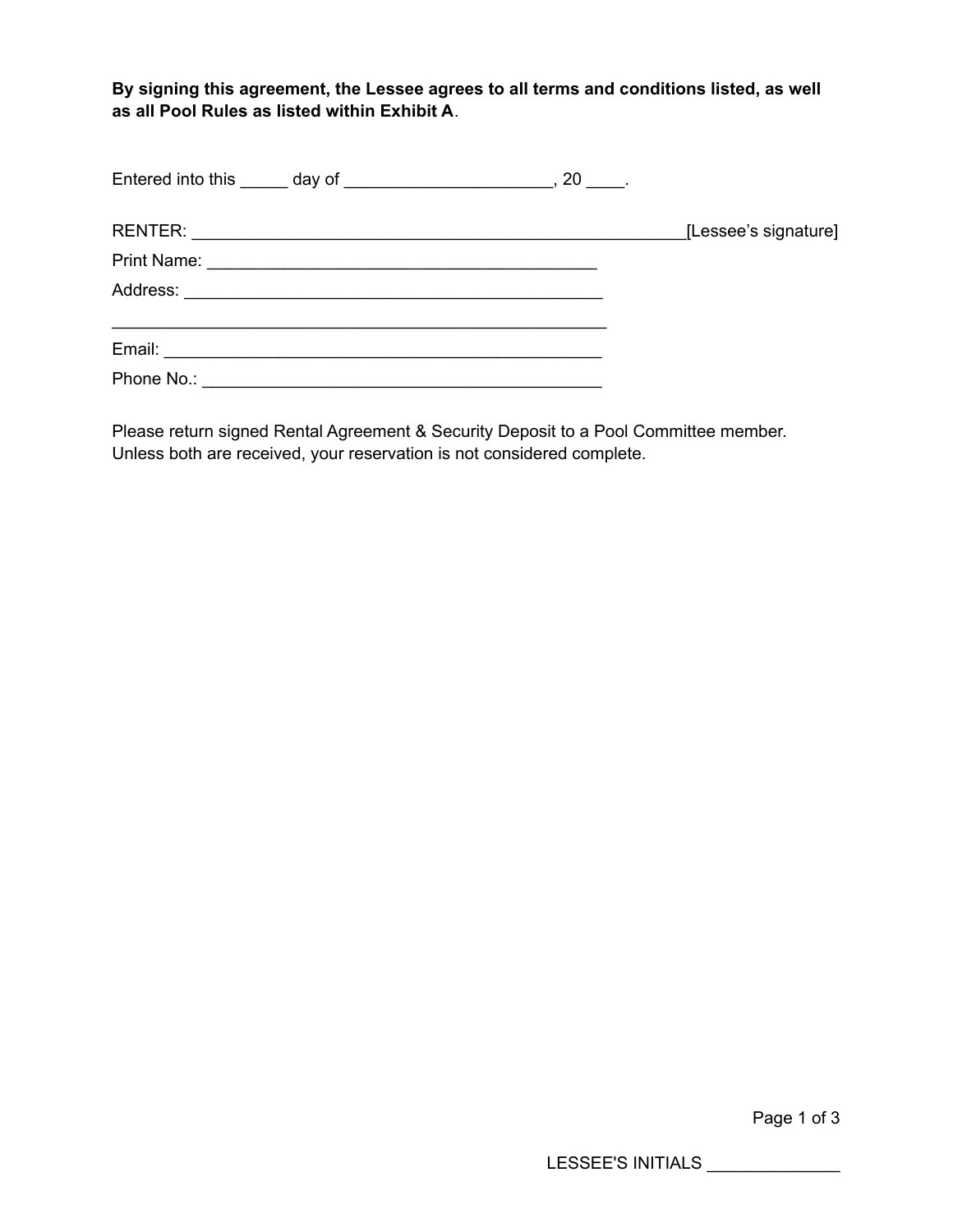**By signing this agreement, the Lessee agrees to all terms and conditions listed, as well as all Pool Rules as listed within Exhibit A**.

Entered into this _____ day of _____________________, 20 ____.

RENTER: _____________________________________________________[Lessee's signature]

Print Name: ___________________________________________

Address: ______________________________________________

_______________________________________________________

Email: ________________________________________________

Phone No.: ____________________________________________

Please return signed Rental Agreement & Security Deposit to a Pool Committee member. Unless both are received, your reservation is not considered complete.

LESSEE'S INITIALS ______________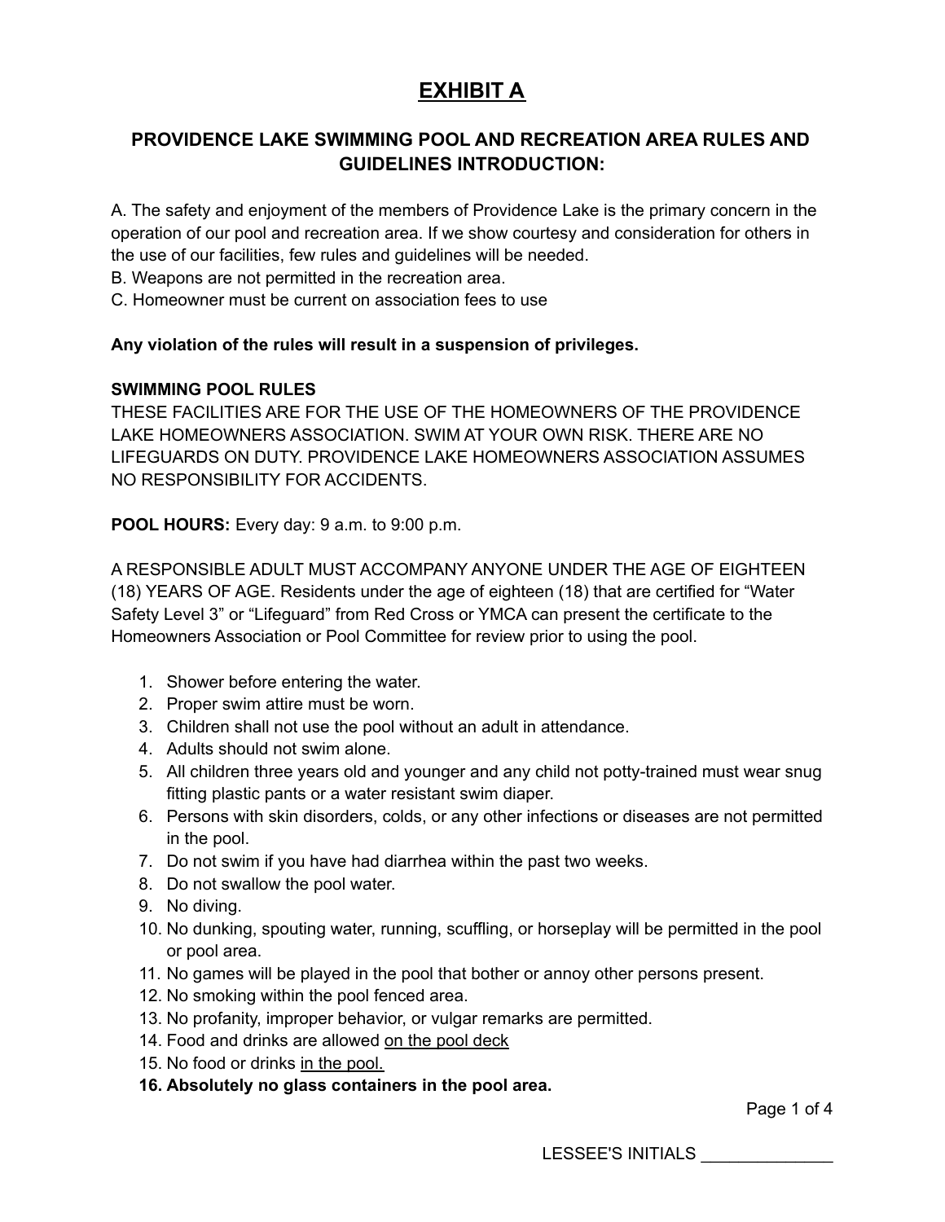# **EXHIBIT A**

## PROVIDENCE LAKE SWIMMING POOL AND RECREATION AREA RULES AND GUIDELINES INTRODUCTION:

A. The safety and enjoyment of the members of Providence Lake is the primary concern in the operation of our pool and recreation area. If we show courtesy and consideration for others in the use of our facilities, few rules and guidelines will be needed.
B. Weapons are not permitted in the recreation area.
C. Homeowner must be current on association fees to use

**Any violation of the rules will result in a suspension of privileges.**

**SWIMMING POOL RULES**
THESE FACILITIES ARE FOR THE USE OF THE HOMEOWNERS OF THE PROVIDENCE LAKE HOMEOWNERS ASSOCIATION. SWIM AT YOUR OWN RISK. THERE ARE NO LIFEGUARDS ON DUTY. PROVIDENCE LAKE HOMEOWNERS ASSOCIATION ASSUMES NO RESPONSIBILITY FOR ACCIDENTS.

**POOL HOURS:** Every day: 9 a.m. to 9:00 p.m.

A RESPONSIBLE ADULT MUST ACCOMPANY ANYONE UNDER THE AGE OF EIGHTEEN (18) YEARS OF AGE. Residents under the age of eighteen (18) that are certified for "Water Safety Level 3" or "Lifeguard" from Red Cross or YMCA can present the certificate to the Homeowners Association or Pool Committee for review prior to using the pool.

1. Shower before entering the water.
2. Proper swim attire must be worn.
3. Children shall not use the pool without an adult in attendance.
4. Adults should not swim alone.
5. All children three years old and younger and any child not potty-trained must wear snug fitting plastic pants or a water resistant swim diaper.
6. Persons with skin disorders, colds, or any other infections or diseases are not permitted in the pool.
7. Do not swim if you have had diarrhea within the past two weeks.
8. Do not swallow the pool water.
9. No diving.
10. No dunking, spouting water, running, scuffling, or horseplay will be permitted in the pool or pool area.
11. No games will be played in the pool that bother or annoy other persons present.
12. No smoking within the pool fenced area.
13. No profanity, improper behavior, or vulgar remarks are permitted.
14. Food and drinks are allowed <u>on the pool deck</u>
15. No food or drinks <u>in the pool.</u>
16. **Absolutely no glass containers in the pool area.**

LESSEE'S INITIALS ______________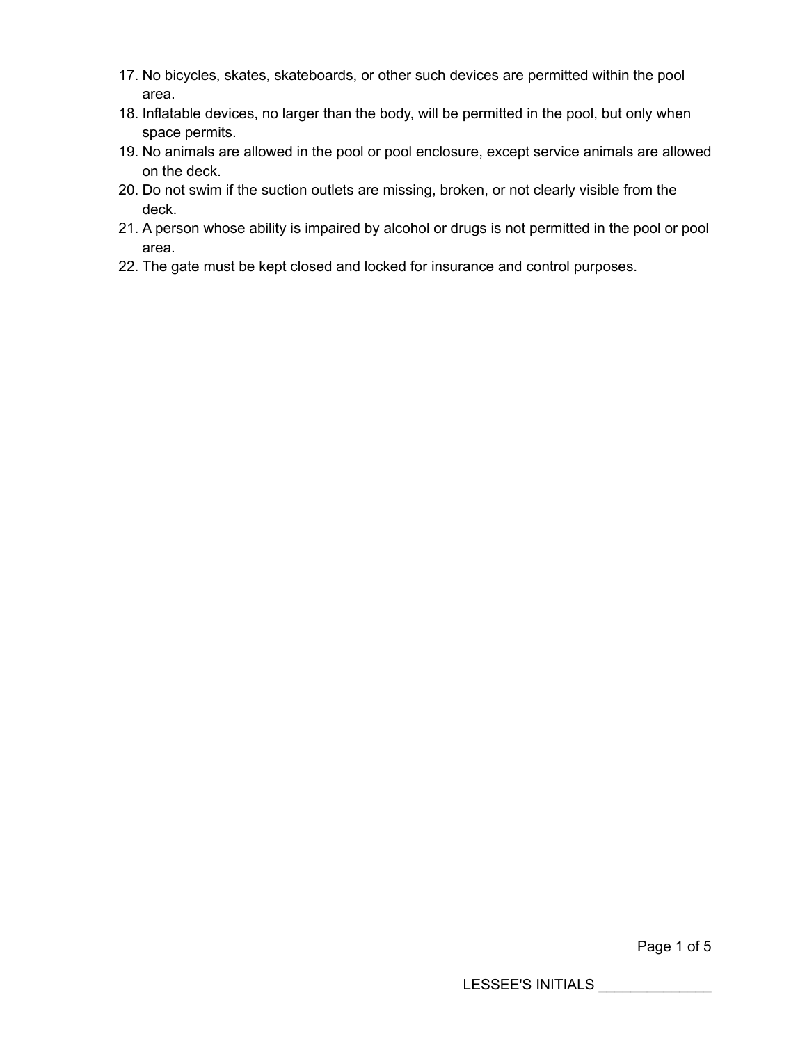17. No bicycles, skates, skateboards, or other such devices are permitted within the pool area.
18. Inflatable devices, no larger than the body, will be permitted in the pool, but only when space permits.
19. No animals are allowed in the pool or pool enclosure, except service animals are allowed on the deck.
20. Do not swim if the suction outlets are missing, broken, or not clearly visible from the deck.
21. A person whose ability is impaired by alcohol or drugs is not permitted in the pool or pool area.
22. The gate must be kept closed and locked for insurance and control purposes.

LESSEE'S INITIALS ______________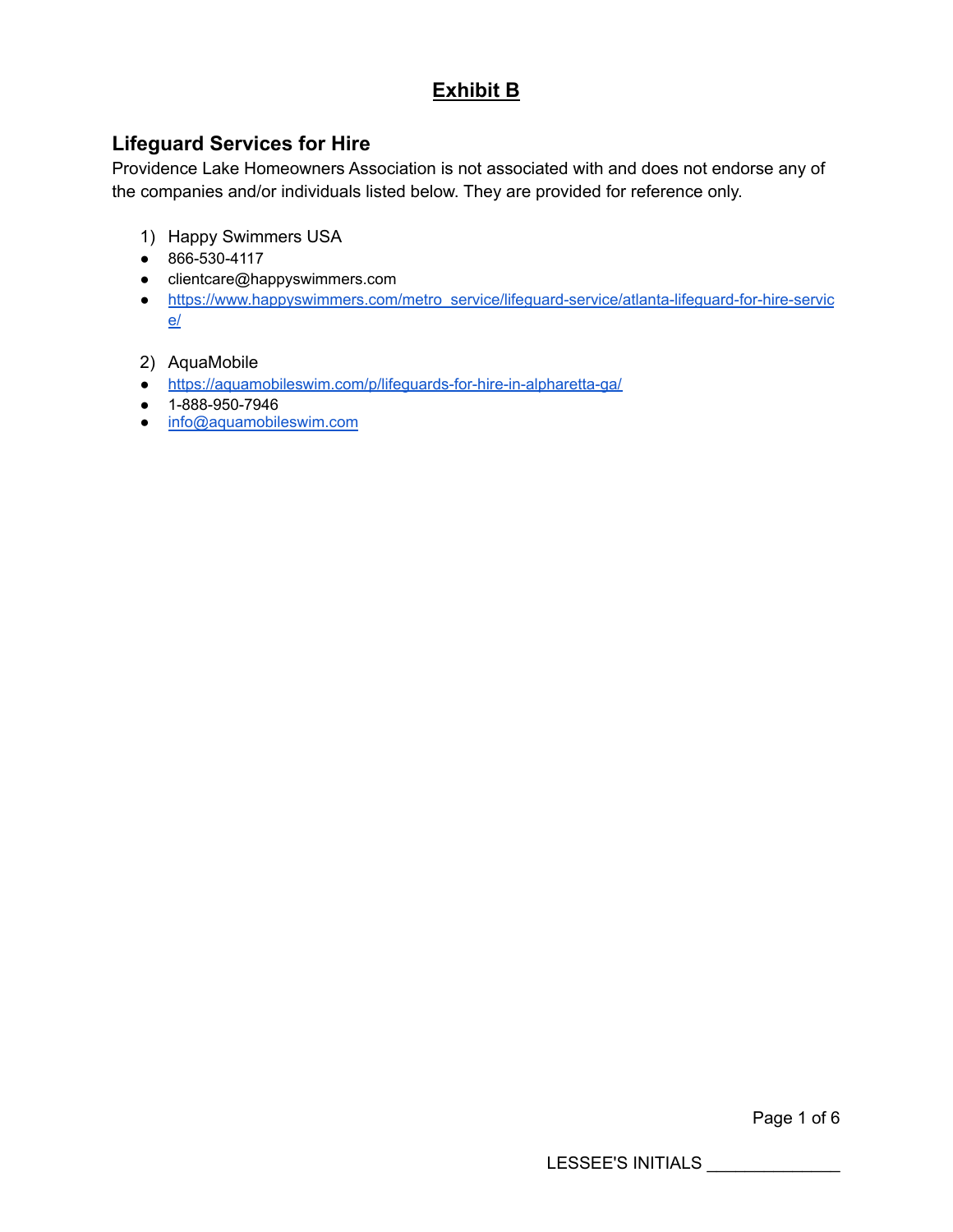# Exhibit B

## Lifeguard Services for Hire

Providence Lake Homeowners Association is not associated with and does not endorse any of the companies and/or individuals listed below. They are provided for reference only.

1) Happy Swimmers USA
- 866-530-4117
- clientcare@happyswimmers.com
- https://www.happyswimmers.com/metro_service/lifeguard-service/atlanta-lifeguard-for-hire-service/

2) AquaMobile
- https://aquamobileswim.com/p/lifeguards-for-hire-in-alpharetta-ga/
- 1-888-950-7946
- info@aquamobileswim.com

LESSEE'S INITIALS ______________